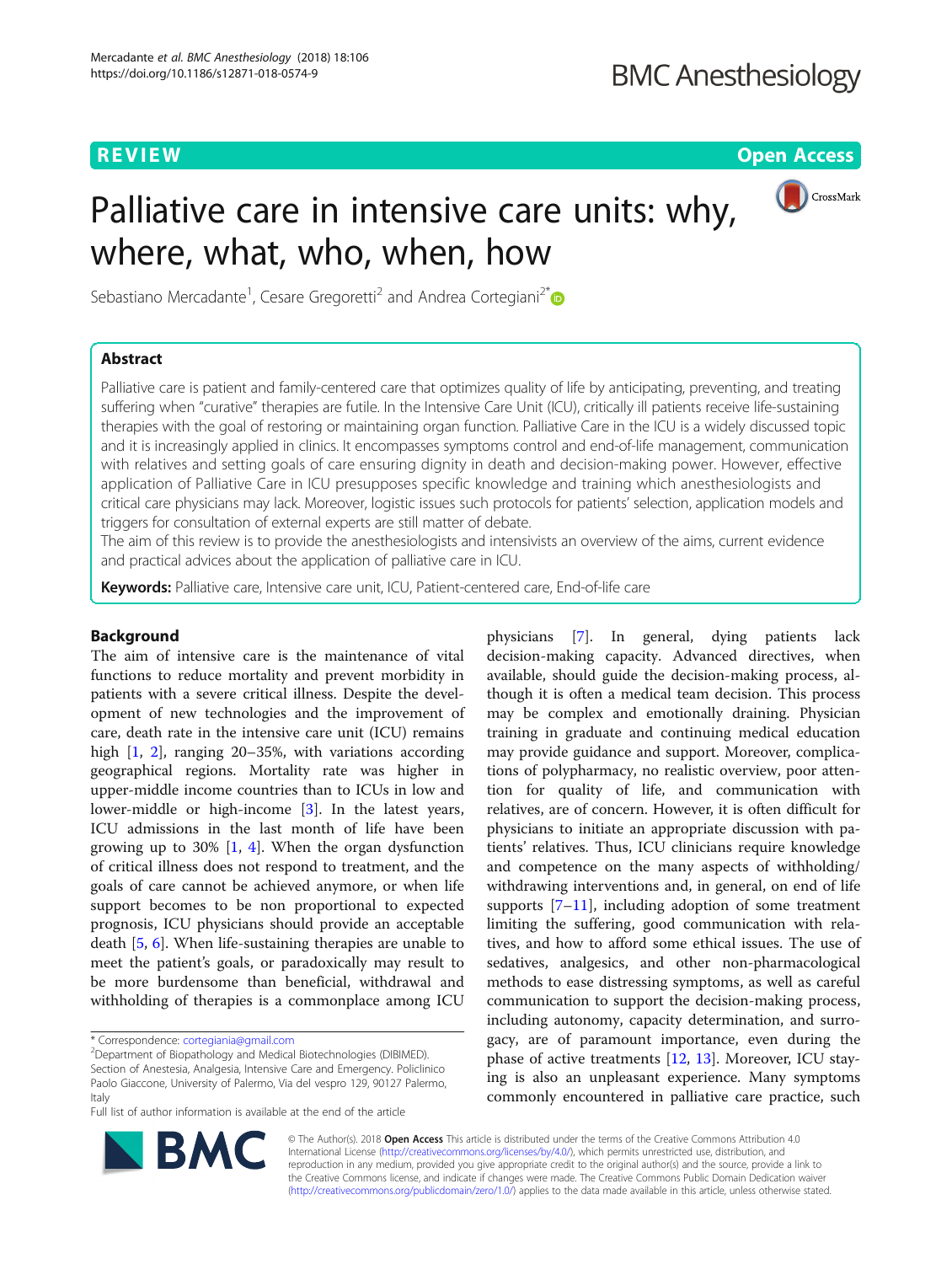REVIEW

Open Access

# Palliative care in intensive care units: why, where, what, who, when, how

Sebastiano Mercadante[1], Cesare Gregoretti[2] and Andrea Cortegiani[2*]

## Abstract

Palliative care is patient and family-centered care that optimizes quality of life by anticipating, preventing, and treating suffering when "curative" therapies are futile. In the Intensive Care Unit (ICU), critically ill patients receive life-sustaining therapies with the goal of restoring or maintaining organ function. Palliative Care in the ICU is a widely discussed topic and it is increasingly applied in clinics. It encompasses symptoms control and end-of-life management, communication with relatives and setting goals of care ensuring dignity in death and decision-making power. However, effective application of Palliative Care in ICU presupposes specific knowledge and training which anesthesiologists and critical care physicians may lack. Moreover, logistic issues such protocols for patients' selection, application models and triggers for consultation of external experts are still matter of debate.

The aim of this review is to provide the anesthesiologists and intensivists an overview of the aims, current evidence and practical advices about the application of palliative care in ICU.

**Keywords:** Palliative care, Intensive care unit, ICU, Patient-centered care, End-of-life care

## Background

The aim of intensive care is the maintenance of vital functions to reduce mortality and prevent morbidity in patients with a severe critical illness. Despite the development of new technologies and the improvement of care, death rate in the intensive care unit (ICU) remains high [1, 2], ranging 20–35%, with variations according geographical regions. Mortality rate was higher in upper-middle income countries than to ICUs in low and lower-middle or high-income [3]. In the latest years, ICU admissions in the last month of life have been growing up to 30% [1, 4]. When the organ dysfunction of critical illness does not respond to treatment, and the goals of care cannot be achieved anymore, or when life support becomes to be non proportional to expected prognosis, ICU physicians should provide an acceptable death [5, 6]. When life-sustaining therapies are unable to meet the patient's goals, or paradoxically may result to be more burdensome than beneficial, withdrawal and withholding of therapies is a commonplace among ICU physicians [7]. In general, dying patients lack decision-making capacity. Advanced directives, when available, should guide the decision-making process, although it is often a medical team decision. This process may be complex and emotionally draining. Physician training in graduate and continuing medical education may provide guidance and support. Moreover, complications of polypharmacy, no realistic overview, poor attention for quality of life, and communication with relatives, are of concern. However, it is often difficult for physicians to initiate an appropriate discussion with patients' relatives. Thus, ICU clinicians require knowledge and competence on the many aspects of withholding/withdrawing interventions and, in general, on end of life supports [7–11], including adoption of some treatment limiting the suffering, good communication with relatives, and how to afford some ethical issues. The use of sedatives, analgesics, and other non-pharmacological methods to ease distressing symptoms, as well as careful communication to support the decision-making process, including autonomy, capacity determination, and surrogacy, are of paramount importance, even during the phase of active treatments [12, 13]. Moreover, ICU staying is also an unpleasant experience. Many symptoms commonly encountered in palliative care practice, such

\* Correspondence: cortegiania@gmail.com
[2]Department of Biopathology and Medical Biotechnologies (DIBIMED). Section of Anestesia, Analgesia, Intensive Care and Emergency. Policlinico Paolo Giaccone, University of Palermo, Via del vespro 129, 90127 Palermo, Italy
Full list of author information is available at the end of the article

© The Author(s). 2018 **Open Access** This article is distributed under the terms of the Creative Commons Attribution 4.0 International License (http://creativecommons.org/licenses/by/4.0/), which permits unrestricted use, distribution, and reproduction in any medium, provided you give appropriate credit to the original author(s) and the source, provide a link to the Creative Commons license, and indicate if changes were made. The Creative Commons Public Domain Dedication waiver (http://creativecommons.org/publicdomain/zero/1.0/) applies to the data made available in this article, unless otherwise stated.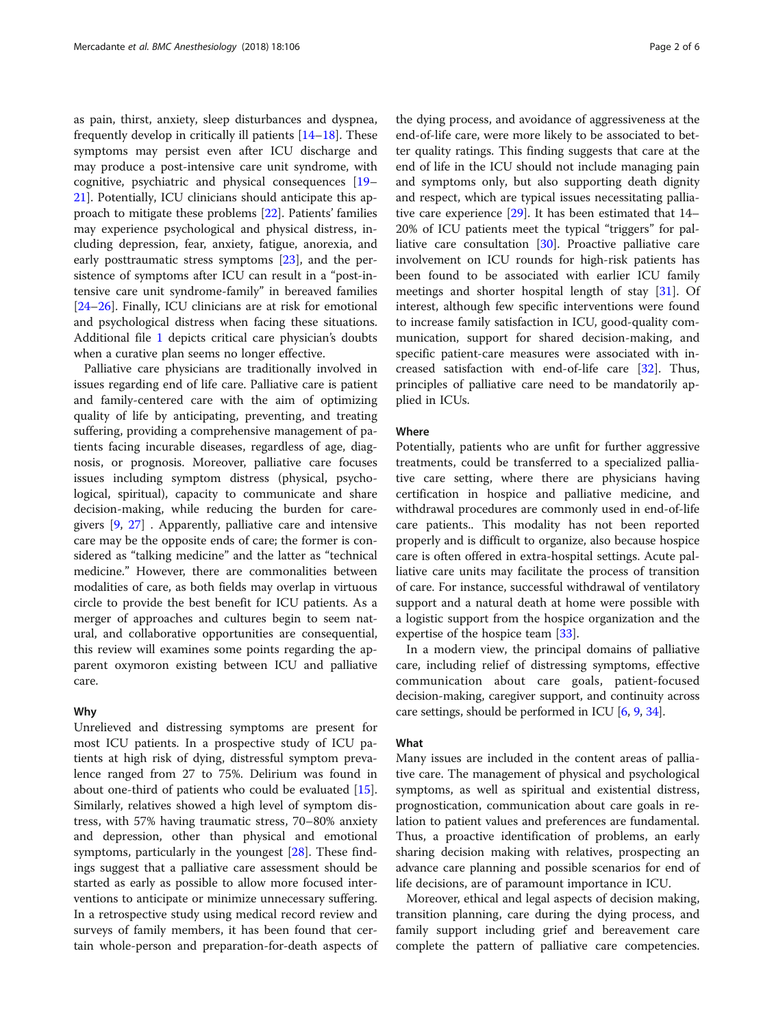as pain, thirst, anxiety, sleep disturbances and dyspnea, frequently develop in critically ill patients [14–18]. These symptoms may persist even after ICU discharge and may produce a post-intensive care unit syndrome, with cognitive, psychiatric and physical consequences [19–21]. Potentially, ICU clinicians should anticipate this approach to mitigate these problems [22]. Patients' families may experience psychological and physical distress, including depression, fear, anxiety, fatigue, anorexia, and early posttraumatic stress symptoms [23], and the persistence of symptoms after ICU can result in a "post-intensive care unit syndrome-family" in bereaved families [24–26]. Finally, ICU clinicians are at risk for emotional and psychological distress when facing these situations. Additional file 1 depicts critical care physician's doubts when a curative plan seems no longer effective.

Palliative care physicians are traditionally involved in issues regarding end of life care. Palliative care is patient and family-centered care with the aim of optimizing quality of life by anticipating, preventing, and treating suffering, providing a comprehensive management of patients facing incurable diseases, regardless of age, diagnosis, or prognosis. Moreover, palliative care focuses issues including symptom distress (physical, psychological, spiritual), capacity to communicate and share decision-making, while reducing the burden for caregivers [9, 27] . Apparently, palliative care and intensive care may be the opposite ends of care; the former is considered as "talking medicine" and the latter as "technical medicine." However, there are commonalities between modalities of care, as both fields may overlap in virtuous circle to provide the best benefit for ICU patients. As a merger of approaches and cultures begin to seem natural, and collaborative opportunities are consequential, this review will examines some points regarding the apparent oxymoron existing between ICU and palliative care.

## Why

Unrelieved and distressing symptoms are present for most ICU patients. In a prospective study of ICU patients at high risk of dying, distressful symptom prevalence ranged from 27 to 75%. Delirium was found in about one-third of patients who could be evaluated [15]. Similarly, relatives showed a high level of symptom distress, with 57% having traumatic stress, 70–80% anxiety and depression, other than physical and emotional symptoms, particularly in the youngest [28]. These findings suggest that a palliative care assessment should be started as early as possible to allow more focused interventions to anticipate or minimize unnecessary suffering. In a retrospective study using medical record review and surveys of family members, it has been found that certain whole-person and preparation-for-death aspects of the dying process, and avoidance of aggressiveness at the end-of-life care, were more likely to be associated to better quality ratings. This finding suggests that care at the end of life in the ICU should not include managing pain and symptoms only, but also supporting death dignity and respect, which are typical issues necessitating palliative care experience [29]. It has been estimated that 14–20% of ICU patients meet the typical "triggers" for palliative care consultation [30]. Proactive palliative care involvement on ICU rounds for high-risk patients has been found to be associated with earlier ICU family meetings and shorter hospital length of stay [31]. Of interest, although few specific interventions were found to increase family satisfaction in ICU, good-quality communication, support for shared decision-making, and specific patient-care measures were associated with increased satisfaction with end-of-life care [32]. Thus, principles of palliative care need to be mandatorily applied in ICUs.

## Where

Potentially, patients who are unfit for further aggressive treatments, could be transferred to a specialized palliative care setting, where there are physicians having certification in hospice and palliative medicine, and withdrawal procedures are commonly used in end-of-life care patients.. This modality has not been reported properly and is difficult to organize, also because hospice care is often offered in extra-hospital settings. Acute palliative care units may facilitate the process of transition of care. For instance, successful withdrawal of ventilatory support and a natural death at home were possible with a logistic support from the hospice organization and the expertise of the hospice team [33].

In a modern view, the principal domains of palliative care, including relief of distressing symptoms, effective communication about care goals, patient-focused decision-making, caregiver support, and continuity across care settings, should be performed in ICU [6, 9, 34].

## What

Many issues are included in the content areas of palliative care. The management of physical and psychological symptoms, as well as spiritual and existential distress, prognostication, communication about care goals in relation to patient values and preferences are fundamental. Thus, a proactive identification of problems, an early sharing decision making with relatives, prospecting an advance care planning and possible scenarios for end of life decisions, are of paramount importance in ICU.

Moreover, ethical and legal aspects of decision making, transition planning, care during the dying process, and family support including grief and bereavement care complete the pattern of palliative care competencies.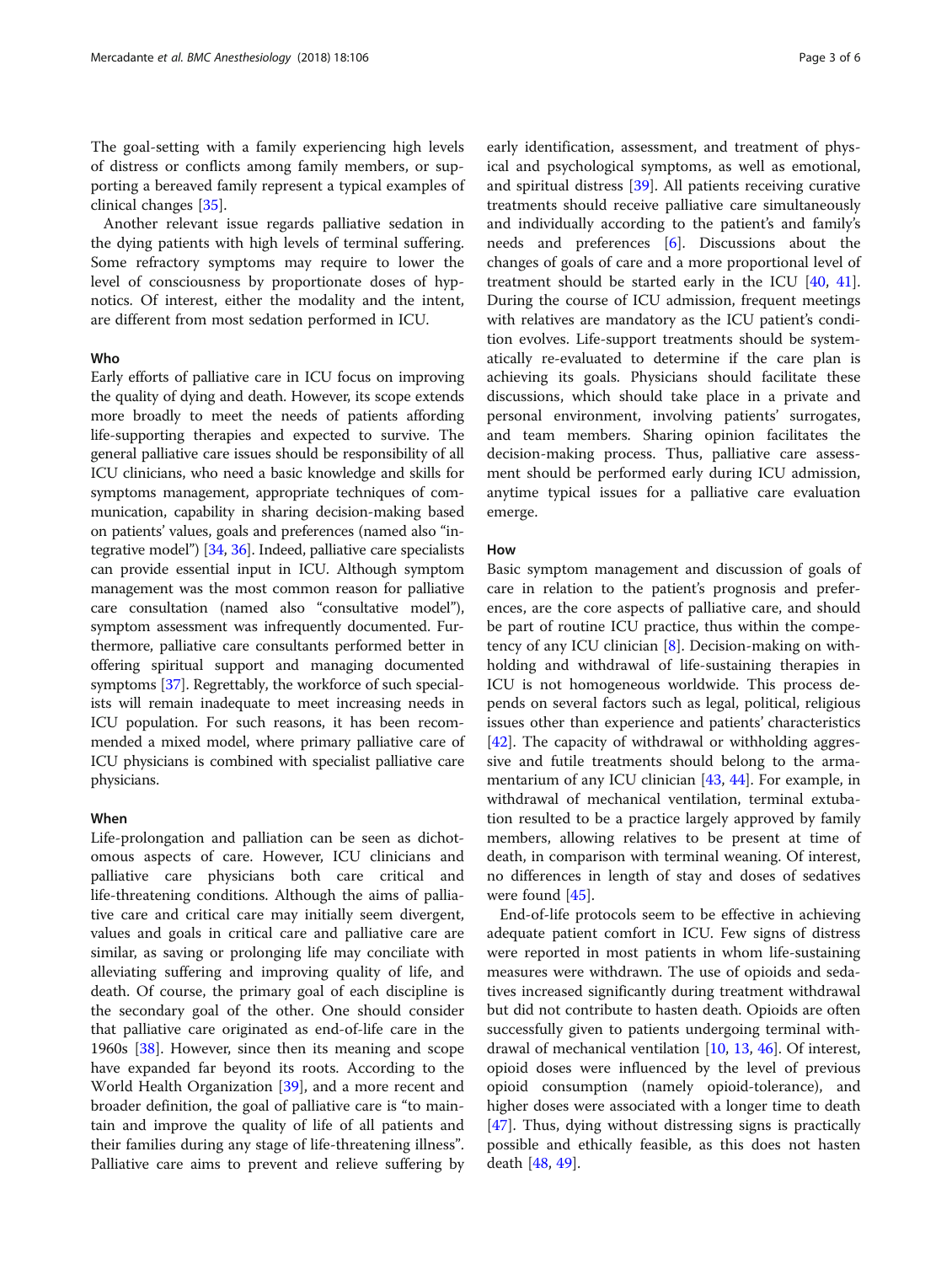The goal-setting with a family experiencing high levels of distress or conflicts among family members, or supporting a bereaved family represent a typical examples of clinical changes [35].

Another relevant issue regards palliative sedation in the dying patients with high levels of terminal suffering. Some refractory symptoms may require to lower the level of consciousness by proportionate doses of hypnotics. Of interest, either the modality and the intent, are different from most sedation performed in ICU.

### Who

Early efforts of palliative care in ICU focus on improving the quality of dying and death. However, its scope extends more broadly to meet the needs of patients affording life-supporting therapies and expected to survive. The general palliative care issues should be responsibility of all ICU clinicians, who need a basic knowledge and skills for symptoms management, appropriate techniques of communication, capability in sharing decision-making based on patients' values, goals and preferences (named also "integrative model") [34, 36]. Indeed, palliative care specialists can provide essential input in ICU. Although symptom management was the most common reason for palliative care consultation (named also "consultative model"), symptom assessment was infrequently documented. Furthermore, palliative care consultants performed better in offering spiritual support and managing documented symptoms [37]. Regrettably, the workforce of such specialists will remain inadequate to meet increasing needs in ICU population. For such reasons, it has been recommended a mixed model, where primary palliative care of ICU physicians is combined with specialist palliative care physicians.

### When

Life-prolongation and palliation can be seen as dichotomous aspects of care. However, ICU clinicians and palliative care physicians both care critical and life-threatening conditions. Although the aims of palliative care and critical care may initially seem divergent, values and goals in critical care and palliative care are similar, as saving or prolonging life may conciliate with alleviating suffering and improving quality of life, and death. Of course, the primary goal of each discipline is the secondary goal of the other. One should consider that palliative care originated as end-of-life care in the 1960s [38]. However, since then its meaning and scope have expanded far beyond its roots. According to the World Health Organization [39], and a more recent and broader definition, the goal of palliative care is "to maintain and improve the quality of life of all patients and their families during any stage of life-threatening illness". Palliative care aims to prevent and relieve suffering by early identification, assessment, and treatment of physical and psychological symptoms, as well as emotional, and spiritual distress [39]. All patients receiving curative treatments should receive palliative care simultaneously and individually according to the patient's and family's needs and preferences [6]. Discussions about the changes of goals of care and a more proportional level of treatment should be started early in the ICU [40, 41]. During the course of ICU admission, frequent meetings with relatives are mandatory as the ICU patient's condition evolves. Life-support treatments should be systematically re-evaluated to determine if the care plan is achieving its goals. Physicians should facilitate these discussions, which should take place in a private and personal environment, involving patients' surrogates, and team members. Sharing opinion facilitates the decision-making process. Thus, palliative care assessment should be performed early during ICU admission, anytime typical issues for a palliative care evaluation emerge.

### How

Basic symptom management and discussion of goals of care in relation to the patient's prognosis and preferences, are the core aspects of palliative care, and should be part of routine ICU practice, thus within the competency of any ICU clinician [8]. Decision-making on withholding and withdrawal of life-sustaining therapies in ICU is not homogeneous worldwide. This process depends on several factors such as legal, political, religious issues other than experience and patients' characteristics [42]. The capacity of withdrawal or withholding aggressive and futile treatments should belong to the armamentarium of any ICU clinician [43, 44]. For example, in withdrawal of mechanical ventilation, terminal extubation resulted to be a practice largely approved by family members, allowing relatives to be present at time of death, in comparison with terminal weaning. Of interest, no differences in length of stay and doses of sedatives were found [45].

End-of-life protocols seem to be effective in achieving adequate patient comfort in ICU. Few signs of distress were reported in most patients in whom life-sustaining measures were withdrawn. The use of opioids and sedatives increased significantly during treatment withdrawal but did not contribute to hasten death. Opioids are often successfully given to patients undergoing terminal withdrawal of mechanical ventilation [10, 13, 46]. Of interest, opioid doses were influenced by the level of previous opioid consumption (namely opioid-tolerance), and higher doses were associated with a longer time to death [47]. Thus, dying without distressing signs is practically possible and ethically feasible, as this does not hasten death [48, 49].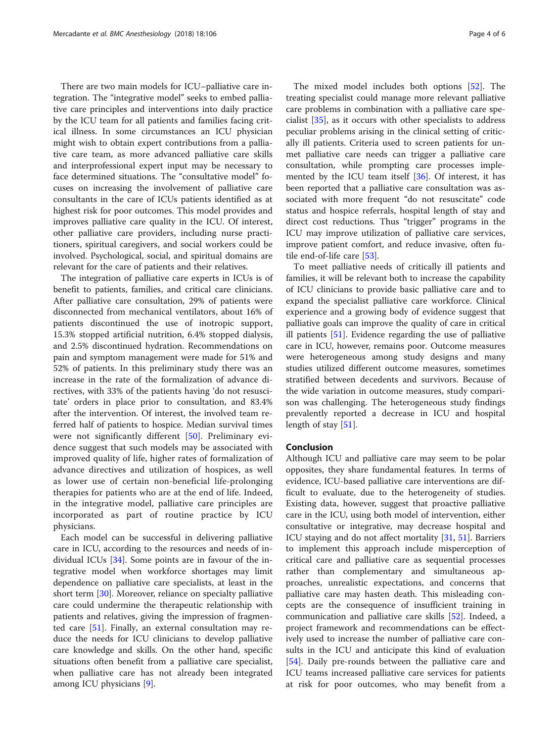There are two main models for ICU–palliative care integration. The "integrative model" seeks to embed palliative care principles and interventions into daily practice by the ICU team for all patients and families facing critical illness. In some circumstances an ICU physician might wish to obtain expert contributions from a palliative care team, as more advanced palliative care skills and interprofessional expert input may be necessary to face determined situations. The "consultative model" focuses on increasing the involvement of palliative care consultants in the care of ICUs patients identified as at highest risk for poor outcomes. This model provides and improves palliative care quality in the ICU. Of interest, other palliative care providers, including nurse practitioners, spiritual caregivers, and social workers could be involved. Psychological, social, and spiritual domains are relevant for the care of patients and their relatives.

The integration of palliative care experts in ICUs is of benefit to patients, families, and critical care clinicians. After palliative care consultation, 29% of patients were disconnected from mechanical ventilators, about 16% of patients discontinued the use of inotropic support, 15.3% stopped artificial nutrition, 6.4% stopped dialysis, and 2.5% discontinued hydration. Recommendations on pain and symptom management were made for 51% and 52% of patients. In this preliminary study there was an increase in the rate of the formalization of advance directives, with 33% of the patients having 'do not resuscitate' orders in place prior to consultation, and 83.4% after the intervention. Of interest, the involved team referred half of patients to hospice. Median survival times were not significantly different [50]. Preliminary evidence suggest that such models may be associated with improved quality of life, higher rates of formalization of advance directives and utilization of hospices, as well as lower use of certain non-beneficial life-prolonging therapies for patients who are at the end of life. Indeed, in the integrative model, palliative care principles are incorporated as part of routine practice by ICU physicians.

Each model can be successful in delivering palliative care in ICU, according to the resources and needs of individual ICUs [34]. Some points are in favour of the integrative model when workforce shortages may limit dependence on palliative care specialists, at least in the short term [30]. Moreover, reliance on specialty palliative care could undermine the therapeutic relationship with patients and relatives, giving the impression of fragmented care [51]. Finally, an external consultation may reduce the needs for ICU clinicians to develop palliative care knowledge and skills. On the other hand, specific situations often benefit from a palliative care specialist, when palliative care has not already been integrated among ICU physicians [9].

The mixed model includes both options [52]. The treating specialist could manage more relevant palliative care problems in combination with a palliative care specialist [35], as it occurs with other specialists to address peculiar problems arising in the clinical setting of critically ill patients. Criteria used to screen patients for unmet palliative care needs can trigger a palliative care consultation, while prompting care processes implemented by the ICU team itself [36]. Of interest, it has been reported that a palliative care consultation was associated with more frequent "do not resuscitate" code status and hospice referrals, hospital length of stay and direct cost reductions. Thus "trigger" programs in the ICU may improve utilization of palliative care services, improve patient comfort, and reduce invasive, often futile end-of-life care [53].

To meet palliative needs of critically ill patients and families, it will be relevant both to increase the capability of ICU clinicians to provide basic palliative care and to expand the specialist palliative care workforce. Clinical experience and a growing body of evidence suggest that palliative goals can improve the quality of care in critical ill patients [51]. Evidence regarding the use of palliative care in ICU, however, remains poor. Outcome measures were heterogeneous among study designs and many studies utilized different outcome measures, sometimes stratified between decedents and survivors. Because of the wide variation in outcome measures, study comparison was challenging. The heterogeneous study findings prevalently reported a decrease in ICU and hospital length of stay [51].

## Conclusion

Although ICU and palliative care may seem to be polar opposites, they share fundamental features. In terms of evidence, ICU-based palliative care interventions are difficult to evaluate, due to the heterogeneity of studies. Existing data, however, suggest that proactive palliative care in the ICU, using both model of intervention, either consultative or integrative, may decrease hospital and ICU staying and do not affect mortality [31, 51]. Barriers to implement this approach include misperception of critical care and palliative care as sequential processes rather than complementary and simultaneous approaches, unrealistic expectations, and concerns that palliative care may hasten death. This misleading concepts are the consequence of insufficient training in communication and palliative care skills [52]. Indeed, a project framework and recommendations can be effectively used to increase the number of palliative care consults in the ICU and anticipate this kind of evaluation [54]. Daily pre-rounds between the palliative care and ICU teams increased palliative care services for patients at risk for poor outcomes, who may benefit from a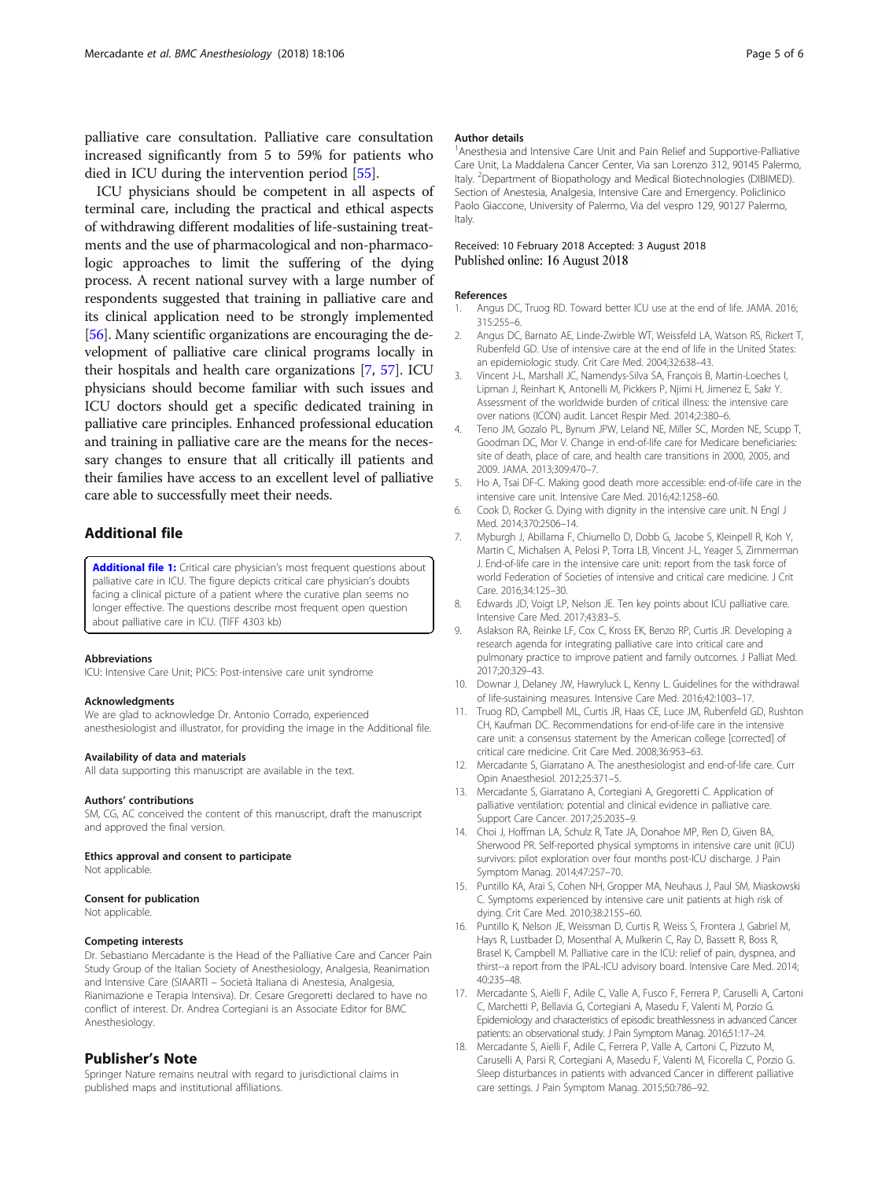palliative care consultation. Palliative care consultation increased significantly from 5 to 59% for patients who died in ICU during the intervention period [55].

ICU physicians should be competent in all aspects of terminal care, including the practical and ethical aspects of withdrawing different modalities of life-sustaining treatments and the use of pharmacological and non-pharmacologic approaches to limit the suffering of the dying process. A recent national survey with a large number of respondents suggested that training in palliative care and its clinical application need to be strongly implemented [56]. Many scientific organizations are encouraging the development of palliative care clinical programs locally in their hospitals and health care organizations [7, 57]. ICU physicians should become familiar with such issues and ICU doctors should get a specific dedicated training in palliative care principles. Enhanced professional education and training in palliative care are the means for the necessary changes to ensure that all critically ill patients and their families have access to an excellent level of palliative care able to successfully meet their needs.

## Additional file

**Additional file 1:** Critical care physician's most frequent questions about palliative care in ICU. The figure depicts critical care physician's doubts facing a clinical picture of a patient where the curative plan seems no longer effective. The questions describe most frequent open question about palliative care in ICU. (TIFF 4303 kb)

#### Abbreviations

ICU: Intensive Care Unit; PICS: Post-intensive care unit syndrome

#### Acknowledgments

We are glad to acknowledge Dr. Antonio Corrado, experienced anesthesiologist and illustrator, for providing the image in the Additional file.

#### Availability of data and materials

All data supporting this manuscript are available in the text.

#### Authors' contributions

SM, CG, AC conceived the content of this manuscript, draft the manuscript and approved the final version.

#### Ethics approval and consent to participate

Not applicable.

#### Consent for publication

Not applicable.

#### Competing interests

Dr. Sebastiano Mercadante is the Head of the Palliative Care and Cancer Pain Study Group of the Italian Society of Anesthesiology, Analgesia, Reanimation and Intensive Care (SIAARTI – Società Italiana di Anestesia, Analgesia, Rianimazione e Terapia Intensiva). Dr. Cesare Gregoretti declared to have no conflict of interest. Dr. Andrea Cortegiani is an Associate Editor for BMC Anesthesiology.

## Publisher's Note

Springer Nature remains neutral with regard to jurisdictional claims in published maps and institutional affiliations.

#### Author details

[1]Anesthesia and Intensive Care Unit and Pain Relief and Supportive-Palliative Care Unit, La Maddalena Cancer Center, Via san Lorenzo 312, 90145 Palermo, Italy. [2]Department of Biopathology and Medical Biotechnologies (DIBIMED). Section of Anestesia, Analgesia, Intensive Care and Emergency. Policlinico Paolo Giaccone, University of Palermo, Via del vespro 129, 90127 Palermo, Italy.

Received: 10 February 2018 Accepted: 3 August 2018
Published online: 16 August 2018

#### References

1. Angus DC, Truog RD. Toward better ICU use at the end of life. JAMA. 2016; 315:255–6.
2. Angus DC, Barnato AE, Linde-Zwirble WT, Weissfeld LA, Watson RS, Rickert T, Rubenfeld GD. Use of intensive care at the end of life in the United States: an epidemiologic study. Crit Care Med. 2004;32:638–43.
3. Vincent J-L, Marshall JC, Namendys-Silva SA, François B, Martin-Loeches I, Lipman J, Reinhart K, Antonelli M, Pickkers P, Njimi H, Jimenez E, Sakr Y. Assessment of the worldwide burden of critical illness: the intensive care over nations (ICON) audit. Lancet Respir Med. 2014;2:380–6.
4. Teno JM, Gozalo PL, Bynum JPW, Leland NE, Miller SC, Morden NE, Scupp T, Goodman DC, Mor V. Change in end-of-life care for Medicare beneficiaries: site of death, place of care, and health care transitions in 2000, 2005, and 2009. JAMA. 2013;309:470–7.
5. Ho A, Tsai DF-C. Making good death more accessible: end-of-life care in the intensive care unit. Intensive Care Med. 2016;42:1258–60.
6. Cook D, Rocker G. Dying with dignity in the intensive care unit. N Engl J Med. 2014;370:2506–14.
7. Myburgh J, Abillama F, Chiumello D, Dobb G, Jacobe S, Kleinpell R, Koh Y, Martin C, Michalsen A, Pelosi P, Torra LB, Vincent J-L, Yeager S, Zimmerman J. End-of-life care in the intensive care unit: report from the task force of world Federation of Societies of intensive and critical care medicine. J Crit Care. 2016;34:125–30.
8. Edwards JD, Voigt LP, Nelson JE. Ten key points about ICU palliative care. Intensive Care Med. 2017;43:83–5.
9. Aslakson RA, Reinke LF, Cox C, Kross EK, Benzo RP, Curtis JR. Developing a research agenda for integrating palliative care into critical care and pulmonary practice to improve patient and family outcomes. J Palliat Med. 2017;20:329–43.
10. Downar J, Delaney JW, Hawryluck L, Kenny L. Guidelines for the withdrawal of life-sustaining measures. Intensive Care Med. 2016;42:1003–17.
11. Truog RD, Campbell ML, Curtis JR, Haas CE, Luce JM, Rubenfeld GD, Rushton CH, Kaufman DC. Recommendations for end-of-life care in the intensive care unit: a consensus statement by the American college [corrected] of critical care medicine. Crit Care Med. 2008;36:953–63.
12. Mercadante S, Giarratano A. The anesthesiologist and end-of-life care. Curr Opin Anaesthesiol. 2012;25:371–5.
13. Mercadante S, Giarratano A, Cortegiani A, Gregoretti C. Application of palliative ventilation: potential and clinical evidence in palliative care. Support Care Cancer. 2017;25:2035–9.
14. Choi J, Hoffman LA, Schulz R, Tate JA, Donahoe MP, Ren D, Given BA, Sherwood PR. Self-reported physical symptoms in intensive care unit (ICU) survivors: pilot exploration over four months post-ICU discharge. J Pain Symptom Manag. 2014;47:257–70.
15. Puntillo KA, Arai S, Cohen NH, Gropper MA, Neuhaus J, Paul SM, Miaskowski C. Symptoms experienced by intensive care unit patients at high risk of dying. Crit Care Med. 2010;38:2155–60.
16. Puntillo K, Nelson JE, Weissman D, Curtis R, Weiss S, Frontera J, Gabriel M, Hays R, Lustbader D, Mosenthal A, Mulkerin C, Ray D, Bassett R, Boss R, Brasel K, Campbell M. Palliative care in the ICU: relief of pain, dyspnea, and thirst--a report from the IPAL-ICU advisory board. Intensive Care Med. 2014; 40:235–48.
17. Mercadante S, Aielli F, Adile C, Valle A, Fusco F, Ferrera P, Caruselli A, Cartoni C, Marchetti P, Bellavia G, Cortegiani A, Masedu F, Valenti M, Porzio G. Epidemiology and characteristics of episodic breathlessness in advanced Cancer patients: an observational study. J Pain Symptom Manag. 2016;51:17–24.
18. Mercadante S, Aielli F, Adile C, Ferrera P, Valle A, Cartoni C, Pizzuto M, Caruselli A, Parsi R, Cortegiani A, Masedu F, Valenti M, Ficorella C, Porzio G. Sleep disturbances in patients with advanced Cancer in different palliative care settings. J Pain Symptom Manag. 2015;50:786–92.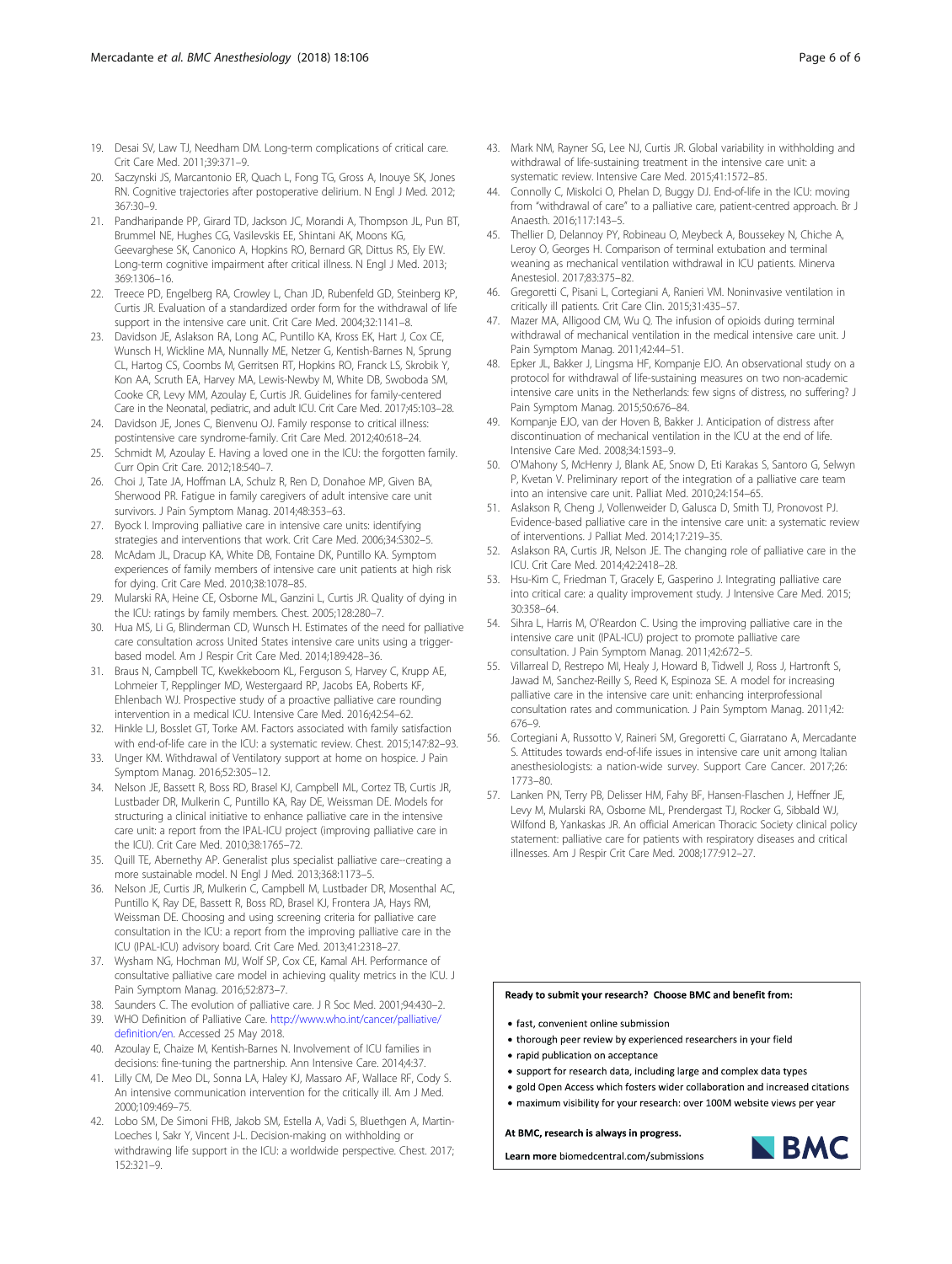19. Desai SV, Law TJ, Needham DM. Long-term complications of critical care. Crit Care Med. 2011;39:371–9.
20. Saczynski JS, Marcantonio ER, Quach L, Fong TG, Gross A, Inouye SK, Jones RN. Cognitive trajectories after postoperative delirium. N Engl J Med. 2012; 367:30–9.
21. Pandharipande PP, Girard TD, Jackson JC, Morandi A, Thompson JL, Pun BT, Brummel NE, Hughes CG, Vasilevskis EE, Shintani AK, Moons KG, Geevarghese SK, Canonico A, Hopkins RO, Bernard GR, Dittus RS, Ely EW. Long-term cognitive impairment after critical illness. N Engl J Med. 2013; 369:1306–16.
22. Treece PD, Engelberg RA, Crowley L, Chan JD, Rubenfeld GD, Steinberg KP, Curtis JR. Evaluation of a standardized order form for the withdrawal of life support in the intensive care unit. Crit Care Med. 2004;32:1141–8.
23. Davidson JE, Aslakson RA, Long AC, Puntillo KA, Kross EK, Hart J, Cox CE, Wunsch H, Wickline MA, Nunnally ME, Netzer G, Kentish-Barnes N, Sprung CL, Hartog CS, Coombs M, Gerritsen RT, Hopkins RO, Franck LS, Skrobik Y, Kon AA, Scruth EA, Harvey MA, Lewis-Newby M, White DB, Swoboda SM, Cooke CR, Levy MM, Azoulay E, Curtis JR. Guidelines for family-centered Care in the Neonatal, pediatric, and adult ICU. Crit Care Med. 2017;45:103–28.
24. Davidson JE, Jones C, Bienvenu OJ. Family response to critical illness: postintensive care syndrome-family. Crit Care Med. 2012;40:618–24.
25. Schmidt M, Azoulay E. Having a loved one in the ICU: the forgotten family. Curr Opin Crit Care. 2012;18:540–7.
26. Choi J, Tate JA, Hoffman LA, Schulz R, Ren D, Donahoe MP, Given BA, Sherwood PR. Fatigue in family caregivers of adult intensive care unit survivors. J Pain Symptom Manag. 2014;48:353–63.
27. Byock I. Improving palliative care in intensive care units: identifying strategies and interventions that work. Crit Care Med. 2006;34:S302–5.
28. McAdam JL, Dracup KA, White DB, Fontaine DK, Puntillo KA. Symptom experiences of family members of intensive care unit patients at high risk for dying. Crit Care Med. 2010;38:1078–85.
29. Mularski RA, Heine CE, Osborne ML, Ganzini L, Curtis JR. Quality of dying in the ICU: ratings by family members. Chest. 2005;128:280–7.
30. Hua MS, Li G, Blinderman CD, Wunsch H. Estimates of the need for palliative care consultation across United States intensive care units using a trigger-based model. Am J Respir Crit Care Med. 2014;189:428–36.
31. Braus N, Campbell TC, Kwekkeboom KL, Ferguson S, Harvey C, Krupp AE, Lohmeier T, Repplinger MD, Westergaard RP, Jacobs EA, Roberts KF, Ehlenbach WJ. Prospective study of a proactive palliative care rounding intervention in a medical ICU. Intensive Care Med. 2016;42:54–62.
32. Hinkle LJ, Bosslet GT, Torke AM. Factors associated with family satisfaction with end-of-life care in the ICU: a systematic review. Chest. 2015;147:82–93.
33. Unger KM. Withdrawal of Ventilatory support at home on hospice. J Pain Symptom Manag. 2016;52:305–12.
34. Nelson JE, Bassett R, Boss RD, Brasel KJ, Campbell ML, Cortez TB, Curtis JR, Lustbader DR, Mulkerin C, Puntillo KA, Ray DE, Weissman DE. Models for structuring a clinical initiative to enhance palliative care in the intensive care unit: a report from the IPAL-ICU project (improving palliative care in the ICU). Crit Care Med. 2010;38:1765–72.
35. Quill TE, Abernethy AP. Generalist plus specialist palliative care--creating a more sustainable model. N Engl J Med. 2013;368:1173–5.
36. Nelson JE, Curtis JR, Mulkerin C, Campbell M, Lustbader DR, Mosenthal AC, Puntillo K, Ray DE, Bassett R, Boss RD, Brasel KJ, Frontera JA, Hays RM, Weissman DE. Choosing and using screening criteria for palliative care consultation in the ICU: a report from the improving palliative care in the ICU (IPAL-ICU) advisory board. Crit Care Med. 2013;41:2318–27.
37. Wysham NG, Hochman MJ, Wolf SP, Cox CE, Kamal AH. Performance of consultative palliative care model in achieving quality metrics in the ICU. J Pain Symptom Manag. 2016;52:873–7.
38. Saunders C. The evolution of palliative care. J R Soc Med. 2001;94:430–2.
39. WHO Definition of Palliative Care. http://www.who.int/cancer/palliative/definition/en. Accessed 25 May 2018.
40. Azoulay E, Chaize M, Kentish-Barnes N. Involvement of ICU families in decisions: fine-tuning the partnership. Ann Intensive Care. 2014;4:37.
41. Lilly CM, De Meo DL, Sonna LA, Haley KJ, Massaro AF, Wallace RF, Cody S. An intensive communication intervention for the critically ill. Am J Med. 2000;109:469–75.
42. Lobo SM, De Simoni FHB, Jakob SM, Estella A, Vadi S, Bluethgen A, Martin-Loeches I, Sakr Y, Vincent J-L. Decision-making on withholding or withdrawing life support in the ICU: a worldwide perspective. Chest. 2017; 152:321–9.
43. Mark NM, Rayner SG, Lee NJ, Curtis JR. Global variability in withholding and withdrawal of life-sustaining treatment in the intensive care unit: a systematic review. Intensive Care Med. 2015;41:1572–85.
44. Connolly C, Miskolci O, Phelan D, Buggy DJ. End-of-life in the ICU: moving from "withdrawal of care" to a palliative care, patient-centred approach. Br J Anaesth. 2016;117:143–5.
45. Thellier D, Delannoy PY, Robineau O, Meybeck A, Boussekey N, Chiche A, Leroy O, Georges H. Comparison of terminal extubation and terminal weaning as mechanical ventilation withdrawal in ICU patients. Minerva Anestesiol. 2017;83:375–82.
46. Gregoretti C, Pisani L, Cortegiani A, Ranieri VM. Noninvasive ventilation in critically ill patients. Crit Care Clin. 2015;31:435–57.
47. Mazer MA, Alligood CM, Wu Q. The infusion of opioids during terminal withdrawal of mechanical ventilation in the medical intensive care unit. J Pain Symptom Manag. 2011;42:44–51.
48. Epker JL, Bakker J, Lingsma HF, Kompanje EJO. An observational study on a protocol for withdrawal of life-sustaining measures on two non-academic intensive care units in the Netherlands: few signs of distress, no suffering? J Pain Symptom Manag. 2015;50:676–84.
49. Kompanje EJO, van der Hoven B, Bakker J. Anticipation of distress after discontinuation of mechanical ventilation in the ICU at the end of life. Intensive Care Med. 2008;34:1593–9.
50. O'Mahony S, McHenry J, Blank AE, Snow D, Eti Karakas S, Santoro G, Selwyn P, Kvetan V. Preliminary report of the integration of a palliative care team into an intensive care unit. Palliat Med. 2010;24:154–65.
51. Aslakson R, Cheng J, Vollenweider D, Galusca D, Smith TJ, Pronovost PJ. Evidence-based palliative care in the intensive care unit: a systematic review of interventions. J Palliat Med. 2014;17:219–35.
52. Aslakson RA, Curtis JR, Nelson JE. The changing role of palliative care in the ICU. Crit Care Med. 2014;42:2418–28.
53. Hsu-Kim C, Friedman T, Gracely E, Gasperino J. Integrating palliative care into critical care: a quality improvement study. J Intensive Care Med. 2015; 30:358–64.
54. Sihra L, Harris M, O'Reardon C. Using the improving palliative care in the intensive care unit (IPAL-ICU) project to promote palliative care consultation. J Pain Symptom Manag. 2011;42:672–5.
55. Villarreal D, Restrepo MI, Healy J, Howard B, Tidwell J, Ross J, Hartronft S, Jawad M, Sanchez-Reilly S, Reed K, Espinoza SE. A model for increasing palliative care in the intensive care unit: enhancing interprofessional consultation rates and communication. J Pain Symptom Manag. 2011;42: 676–9.
56. Cortegiani A, Russotto V, Raineri SM, Gregoretti C, Giarratano A, Mercadante S. Attitudes towards end-of-life issues in intensive care unit among Italian anesthesiologists: a nation-wide survey. Support Care Cancer. 2017;26: 1773–80.
57. Lanken PN, Terry PB, Delisser HM, Fahy BF, Hansen-Flaschen J, Heffner JE, Levy M, Mularski RA, Osborne ML, Prendergast TJ, Rocker G, Sibbald WJ, Wilfond B, Yankaskas JR. An official American Thoracic Society clinical policy statement: palliative care for patients with respiratory diseases and critical illnesses. Am J Respir Crit Care Med. 2008;177:912–27.

**Ready to submit your research? Choose BMC and benefit from:**

- fast, convenient online submission
- thorough peer review by experienced researchers in your field
- rapid publication on acceptance
- support for research data, including large and complex data types
- gold Open Access which fosters wider collaboration and increased citations
- maximum visibility for your research: over 100M website views per year

**At BMC, research is always in progress.**

**Learn more** biomedcentral.com/submissions

BMC